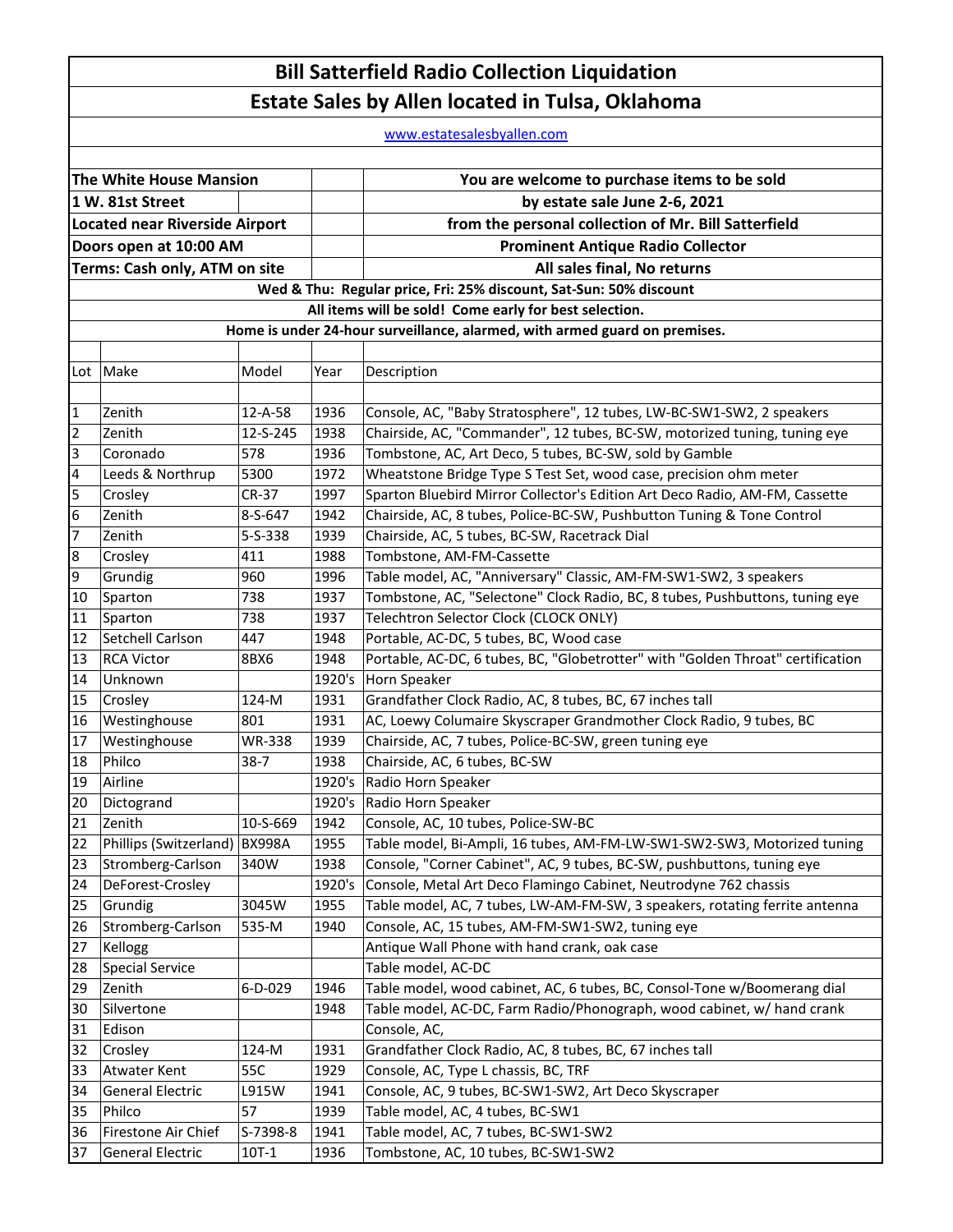# Bill Satterfield Radio Collection Liquidation

## Estate Sales by Allen located in Tulsa, Oklahoma

www.estatesalesbyallen.com

**The White House Mansion**
**1 W. 81st Street**
**Located near Riverside Airport**
**Doors open at 10:00 AM**
**Terms: Cash only, ATM on site**

**You are welcome to purchase items to be sold**
**by estate sale June 2-6, 2021**
**from the personal collection of Mr. Bill Satterfield**
**Prominent Antique Radio Collector**
**All sales final, No returns**

**Wed & Thu: Regular price, Fri: 25% discount, Sat-Sun: 50% discount**

**All items will be sold! Come early for best selection.**

**Home is under 24-hour surveillance, alarmed, with armed guard on premises.**

| Lot | Make | Model | Year | Description |
|---|---|---|---|---|
| 1 | Zenith | 12-A-58 | 1936 | Console, AC, "Baby Stratosphere", 12 tubes, LW-BC-SW1-SW2, 2 speakers |
| 2 | Zenith | 12-S-245 | 1938 | Chairside, AC, "Commander", 12 tubes, BC-SW, motorized tuning, tuning eye |
| 3 | Coronado | 578 | 1936 | Tombstone, AC, Art Deco, 5 tubes, BC-SW, sold by Gamble |
| 4 | Leeds & Northrup | 5300 | 1972 | Wheatstone Bridge Type S Test Set, wood case, precision ohm meter |
| 5 | Crosley | CR-37 | 1997 | Sparton Bluebird Mirror Collector's Edition Art Deco Radio, AM-FM, Cassette |
| 6 | Zenith | 8-S-647 | 1942 | Chairside, AC, 8 tubes, Police-BC-SW, Pushbutton Tuning & Tone Control |
| 7 | Zenith | 5-S-338 | 1939 | Chairside, AC, 5 tubes, BC-SW, Racetrack Dial |
| 8 | Crosley | 411 | 1988 | Tombstone, AM-FM-Cassette |
| 9 | Grundig | 960 | 1996 | Table model, AC, "Anniversary" Classic, AM-FM-SW1-SW2, 3 speakers |
| 10 | Sparton | 738 | 1937 | Tombstone, AC, "Selectone" Clock Radio, BC, 8 tubes, Pushbuttons, tuning eye |
| 11 | Sparton | 738 | 1937 | Telechtron Selector Clock (CLOCK ONLY) |
| 12 | Setchell Carlson | 447 | 1948 | Portable, AC-DC, 5 tubes, BC, Wood case |
| 13 | RCA Victor | 8BX6 | 1948 | Portable, AC-DC, 6 tubes, BC, "Globetrotter" with "Golden Throat" certification |
| 14 | Unknown | | 1920's | Horn Speaker |
| 15 | Crosley | 124-M | 1931 | Grandfather Clock Radio, AC, 8 tubes, BC, 67 inches tall |
| 16 | Westinghouse | 801 | 1931 | AC, Loewy Columaire Skyscraper Grandmother Clock Radio, 9 tubes, BC |
| 17 | Westinghouse | WR-338 | 1939 | Chairside, AC, 7 tubes, Police-BC-SW, green tuning eye |
| 18 | Philco | 38-7 | 1938 | Chairside, AC, 6 tubes, BC-SW |
| 19 | Airline | | 1920's | Radio Horn Speaker |
| 20 | Dictogrand | | 1920's | Radio Horn Speaker |
| 21 | Zenith | 10-S-669 | 1942 | Console, AC, 10 tubes, Police-SW-BC |
| 22 | Phillips (Switzerland) | BX998A | 1955 | Table model, Bi-Ampli, 16 tubes, AM-FM-LW-SW1-SW2-SW3, Motorized tuning |
| 23 | Stromberg-Carlson | 340W | 1938 | Console, "Corner Cabinet", AC, 9 tubes, BC-SW, pushbuttons, tuning eye |
| 24 | DeForest-Crosley | | 1920's | Console, Metal Art Deco Flamingo Cabinet, Neutrodyne 762 chassis |
| 25 | Grundig | 3045W | 1955 | Table model, AC, 7 tubes, LW-AM-FM-SW, 3 speakers, rotating ferrite antenna |
| 26 | Stromberg-Carlson | 535-M | 1940 | Console, AC, 15 tubes, AM-FM-SW1-SW2, tuning eye |
| 27 | Kellogg | | | Antique Wall Phone with hand crank, oak case |
| 28 | Special Service | | | Table model, AC-DC |
| 29 | Zenith | 6-D-029 | 1946 | Table model, wood cabinet, AC, 6 tubes, BC, Consol-Tone w/Boomerang dial |
| 30 | Silvertone | | 1948 | Table model, AC-DC, Farm Radio/Phonograph, wood cabinet, w/ hand crank |
| 31 | Edison | | | Console, AC, |
| 32 | Crosley | 124-M | 1931 | Grandfather Clock Radio, AC, 8 tubes, BC, 67 inches tall |
| 33 | Atwater Kent | 55C | 1929 | Console, AC, Type L chassis, BC, TRF |
| 34 | General Electric | L915W | 1941 | Console, AC, 9 tubes, BC-SW1-SW2, Art Deco Skyscraper |
| 35 | Philco | 57 | 1939 | Table model, AC, 4 tubes, BC-SW1 |
| 36 | Firestone Air Chief | S-7398-8 | 1941 | Table model, AC, 7 tubes, BC-SW1-SW2 |
| 37 | General Electric | 10T-1 | 1936 | Tombstone, AC, 10 tubes, BC-SW1-SW2 |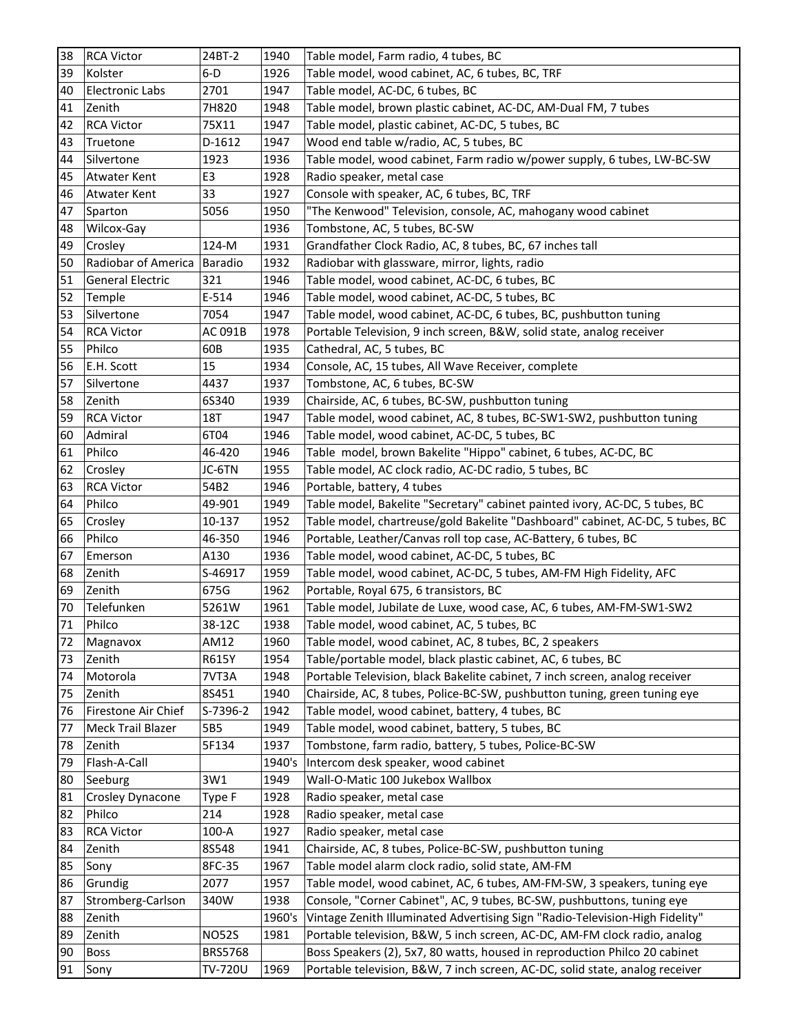| 38 | RCA Victor | 24BT-2 | 1940 | Table model, Farm radio, 4 tubes, BC |
|---|---|---|---|---|
| 39 | Kolster | 6-D | 1926 | Table model, wood cabinet, AC, 6 tubes, BC, TRF |
| 40 | Electronic Labs | 2701 | 1947 | Table model, AC-DC, 6 tubes, BC |
| 41 | Zenith | 7H820 | 1948 | Table model, brown plastic cabinet, AC-DC, AM-Dual FM, 7 tubes |
| 42 | RCA Victor | 75X11 | 1947 | Table model, plastic cabinet, AC-DC, 5 tubes, BC |
| 43 | Truetone | D-1612 | 1947 | Wood end table w/radio, AC, 5 tubes, BC |
| 44 | Silvertone | 1923 | 1936 | Table model, wood cabinet, Farm radio w/power supply, 6 tubes, LW-BC-SW |
| 45 | Atwater Kent | E3 | 1928 | Radio speaker, metal case |
| 46 | Atwater Kent | 33 | 1927 | Console with speaker, AC, 6 tubes, BC, TRF |
| 47 | Sparton | 5056 | 1950 | "The Kenwood" Television, console, AC, mahogany wood cabinet |
| 48 | Wilcox-Gay | | 1936 | Tombstone, AC, 5 tubes, BC-SW |
| 49 | Crosley | 124-M | 1931 | Grandfather Clock Radio, AC, 8 tubes, BC, 67 inches tall |
| 50 | Radiobar of America | Baradio | 1932 | Radiobar with glassware, mirror, lights, radio |
| 51 | General Electric | 321 | 1946 | Table model, wood cabinet, AC-DC, 6 tubes, BC |
| 52 | Temple | E-514 | 1946 | Table model, wood cabinet, AC-DC, 5 tubes, BC |
| 53 | Silvertone | 7054 | 1947 | Table model, wood cabinet, AC-DC, 6 tubes, BC, pushbutton tuning |
| 54 | RCA Victor | AC 091B | 1978 | Portable Television, 9 inch screen, B&W, solid state, analog receiver |
| 55 | Philco | 60B | 1935 | Cathedral, AC, 5 tubes, BC |
| 56 | E.H. Scott | 15 | 1934 | Console, AC, 15 tubes, All Wave Receiver, complete |
| 57 | Silvertone | 4437 | 1937 | Tombstone, AC, 6 tubes, BC-SW |
| 58 | Zenith | 6S340 | 1939 | Chairside, AC, 6 tubes, BC-SW, pushbutton tuning |
| 59 | RCA Victor | 18T | 1947 | Table model, wood cabinet, AC, 8 tubes, BC-SW1-SW2, pushbutton tuning |
| 60 | Admiral | 6T04 | 1946 | Table model, wood cabinet, AC-DC, 5 tubes, BC |
| 61 | Philco | 46-420 | 1946 | Table  model, brown Bakelite "Hippo" cabinet, 6 tubes, AC-DC, BC |
| 62 | Crosley | JC-6TN | 1955 | Table model, AC clock radio, AC-DC radio, 5 tubes, BC |
| 63 | RCA Victor | 54B2 | 1946 | Portable, battery, 4 tubes |
| 64 | Philco | 49-901 | 1949 | Table model, Bakelite "Secretary" cabinet painted ivory, AC-DC, 5 tubes, BC |
| 65 | Crosley | 10-137 | 1952 | Table model, chartreuse/gold Bakelite "Dashboard" cabinet, AC-DC, 5 tubes, BC |
| 66 | Philco | 46-350 | 1946 | Portable, Leather/Canvas roll top case, AC-Battery, 6 tubes, BC |
| 67 | Emerson | A130 | 1936 | Table model, wood cabinet, AC-DC, 5 tubes, BC |
| 68 | Zenith | S-46917 | 1959 | Table model, wood cabinet, AC-DC, 5 tubes, AM-FM High Fidelity, AFC |
| 69 | Zenith | 675G | 1962 | Portable, Royal 675, 6 transistors, BC |
| 70 | Telefunken | 5261W | 1961 | Table model, Jubilate de Luxe, wood case, AC, 6 tubes, AM-FM-SW1-SW2 |
| 71 | Philco | 38-12C | 1938 | Table model, wood cabinet, AC, 5 tubes, BC |
| 72 | Magnavox | AM12 | 1960 | Table model, wood cabinet, AC, 8 tubes, BC, 2 speakers |
| 73 | Zenith | R615Y | 1954 | Table/portable model, black plastic cabinet, AC, 6 tubes, BC |
| 74 | Motorola | 7VT3A | 1948 | Portable Television, black Bakelite cabinet, 7 inch screen, analog receiver |
| 75 | Zenith | 8S451 | 1940 | Chairside, AC, 8 tubes, Police-BC-SW, pushbutton tuning, green tuning eye |
| 76 | Firestone Air Chief | S-7396-2 | 1942 | Table model, wood cabinet, battery, 4 tubes, BC |
| 77 | Meck Trail Blazer | 5B5 | 1949 | Table model, wood cabinet, battery, 5 tubes, BC |
| 78 | Zenith | 5F134 | 1937 | Tombstone, farm radio, battery, 5 tubes, Police-BC-SW |
| 79 | Flash-A-Call | | 1940's | Intercom desk speaker, wood cabinet |
| 80 | Seeburg | 3W1 | 1949 | Wall-O-Matic 100 Jukebox Wallbox |
| 81 | Crosley Dynacone | Type F | 1928 | Radio speaker, metal case |
| 82 | Philco | 214 | 1928 | Radio speaker, metal case |
| 83 | RCA Victor | 100-A | 1927 | Radio speaker, metal case |
| 84 | Zenith | 8S548 | 1941 | Chairside, AC, 8 tubes, Police-BC-SW, pushbutton tuning |
| 85 | Sony | 8FC-35 | 1967 | Table model alarm clock radio, solid state, AM-FM |
| 86 | Grundig | 2077 | 1957 | Table model, wood cabinet, AC, 6 tubes, AM-FM-SW, 3 speakers, tuning eye |
| 87 | Stromberg-Carlson | 340W | 1938 | Console, "Corner Cabinet", AC, 9 tubes, BC-SW, pushbuttons, tuning eye |
| 88 | Zenith | | 1960's | Vintage Zenith Illuminated Advertising Sign "Radio-Television-High Fidelity" |
| 89 | Zenith | NO52S | 1981 | Portable television, B&W, 5 inch screen, AC-DC, AM-FM clock radio, analog |
| 90 | Boss | BRS5768 | | Boss Speakers (2), 5x7, 80 watts, housed in reproduction Philco 20 cabinet |
| 91 | Sony | TV-720U | 1969 | Portable television, B&W, 7 inch screen, AC-DC, solid state, analog receiver |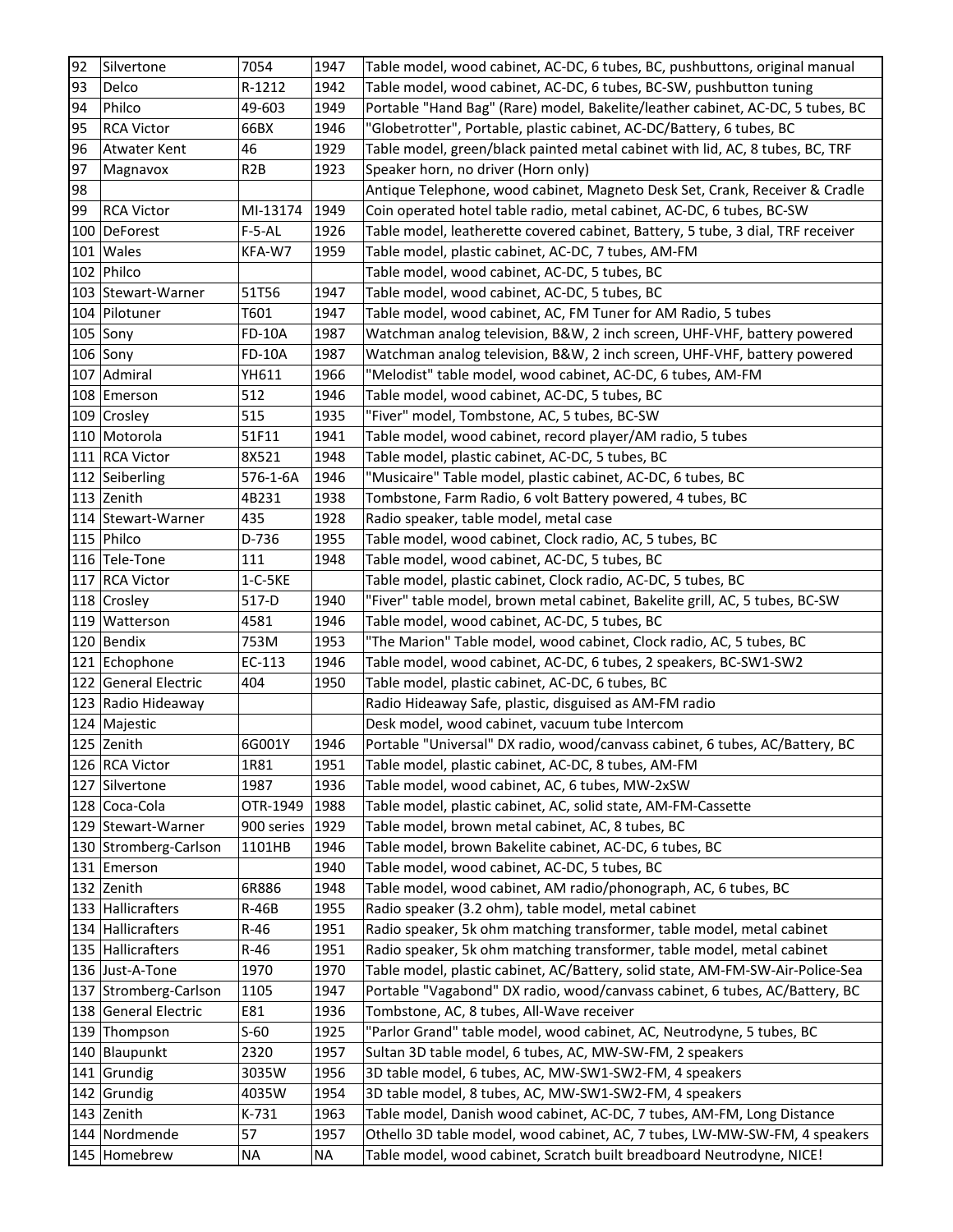| | | | | |
|---|---|---|---|---|
| 92 | Silvertone | 7054 | 1947 | Table model, wood cabinet, AC-DC, 6 tubes, BC, pushbuttons, original manual |
| 93 | Delco | R-1212 | 1942 | Table model, wood cabinet, AC-DC, 6 tubes, BC-SW, pushbutton tuning |
| 94 | Philco | 49-603 | 1949 | Portable "Hand Bag" (Rare) model, Bakelite/leather cabinet, AC-DC, 5 tubes, BC |
| 95 | RCA Victor | 66BX | 1946 | "Globetrotter", Portable, plastic cabinet, AC-DC/Battery, 6 tubes, BC |
| 96 | Atwater Kent | 46 | 1929 | Table model, green/black painted metal cabinet with lid, AC, 8 tubes, BC, TRF |
| 97 | Magnavox | R2B | 1923 | Speaker horn, no driver (Horn only) |
| 98 | | | | Antique Telephone, wood cabinet, Magneto Desk Set, Crank, Receiver & Cradle |
| 99 | RCA Victor | MI-13174 | 1949 | Coin operated hotel table radio, metal cabinet, AC-DC, 6 tubes, BC-SW |
| 100 | DeForest | F-5-AL | 1926 | Table model, leatherette covered cabinet, Battery, 5 tube, 3 dial, TRF receiver |
| 101 | Wales | KFA-W7 | 1959 | Table model, plastic cabinet, AC-DC, 7 tubes, AM-FM |
| 102 | Philco | | | Table model, wood cabinet, AC-DC, 5 tubes, BC |
| 103 | Stewart-Warner | 51T56 | 1947 | Table model, wood cabinet, AC-DC, 5 tubes, BC |
| 104 | Pilotuner | T601 | 1947 | Table model, wood cabinet, AC, FM Tuner for AM Radio, 5 tubes |
| 105 | Sony | FD-10A | 1987 | Watchman analog television, B&W, 2 inch screen, UHF-VHF, battery powered |
| 106 | Sony | FD-10A | 1987 | Watchman analog television, B&W, 2 inch screen, UHF-VHF, battery powered |
| 107 | Admiral | YH611 | 1966 | "Melodist" table model, wood cabinet, AC-DC, 6 tubes, AM-FM |
| 108 | Emerson | 512 | 1946 | Table model, wood cabinet, AC-DC, 5 tubes, BC |
| 109 | Crosley | 515 | 1935 | "Fiver" model, Tombstone, AC, 5 tubes, BC-SW |
| 110 | Motorola | 51F11 | 1941 | Table model, wood cabinet, record player/AM radio, 5 tubes |
| 111 | RCA Victor | 8X521 | 1948 | Table model, plastic cabinet, AC-DC, 5 tubes, BC |
| 112 | Seiberling | 576-1-6A | 1946 | "Musicaire" Table model, plastic cabinet, AC-DC, 6 tubes, BC |
| 113 | Zenith | 4B231 | 1938 | Tombstone, Farm Radio, 6 volt Battery powered, 4 tubes, BC |
| 114 | Stewart-Warner | 435 | 1928 | Radio speaker, table model, metal case |
| 115 | Philco | D-736 | 1955 | Table model, wood cabinet, Clock radio, AC, 5 tubes, BC |
| 116 | Tele-Tone | 111 | 1948 | Table model, wood cabinet, AC-DC, 5 tubes, BC |
| 117 | RCA Victor | 1-C-5KE | | Table model, plastic cabinet, Clock radio, AC-DC, 5 tubes, BC |
| 118 | Crosley | 517-D | 1940 | "Fiver" table model, brown metal cabinet, Bakelite grill, AC, 5 tubes, BC-SW |
| 119 | Watterson | 4581 | 1946 | Table model, wood cabinet, AC-DC, 5 tubes, BC |
| 120 | Bendix | 753M | 1953 | "The Marion" Table model, wood cabinet, Clock radio, AC, 5 tubes, BC |
| 121 | Echophone | EC-113 | 1946 | Table model, wood cabinet, AC-DC, 6 tubes, 2 speakers, BC-SW1-SW2 |
| 122 | General Electric | 404 | 1950 | Table model, plastic cabinet, AC-DC, 6 tubes, BC |
| 123 | Radio Hideaway | | | Radio Hideaway Safe, plastic, disguised as AM-FM radio |
| 124 | Majestic | | | Desk model, wood cabinet, vacuum tube Intercom |
| 125 | Zenith | 6G001Y | 1946 | Portable "Universal" DX radio, wood/canvass cabinet, 6 tubes, AC/Battery, BC |
| 126 | RCA Victor | 1R81 | 1951 | Table model, plastic cabinet, AC-DC, 8 tubes, AM-FM |
| 127 | Silvertone | 1987 | 1936 | Table model, wood cabinet, AC, 6 tubes, MW-2xSW |
| 128 | Coca-Cola | OTR-1949 | 1988 | Table model, plastic cabinet, AC, solid state, AM-FM-Cassette |
| 129 | Stewart-Warner | 900 series | 1929 | Table model, brown metal cabinet, AC, 8 tubes, BC |
| 130 | Stromberg-Carlson | 1101HB | 1946 | Table model, brown Bakelite cabinet, AC-DC, 6 tubes, BC |
| 131 | Emerson | | 1940 | Table model, wood cabinet, AC-DC, 5 tubes, BC |
| 132 | Zenith | 6R886 | 1948 | Table model, wood cabinet, AM radio/phonograph, AC, 6 tubes, BC |
| 133 | Hallicrafters | R-46B | 1955 | Radio speaker (3.2 ohm), table model, metal cabinet |
| 134 | Hallicrafters | R-46 | 1951 | Radio speaker, 5k ohm matching transformer, table model, metal cabinet |
| 135 | Hallicrafters | R-46 | 1951 | Radio speaker, 5k ohm matching transformer, table model, metal cabinet |
| 136 | Just-A-Tone | 1970 | 1970 | Table model, plastic cabinet, AC/Battery, solid state, AM-FM-SW-Air-Police-Sea |
| 137 | Stromberg-Carlson | 1105 | 1947 | Portable "Vagabond" DX radio, wood/canvass cabinet, 6 tubes, AC/Battery, BC |
| 138 | General Electric | E81 | 1936 | Tombstone, AC, 8 tubes, All-Wave receiver |
| 139 | Thompson | S-60 | 1925 | "Parlor Grand" table model, wood cabinet, AC, Neutrodyne, 5 tubes, BC |
| 140 | Blaupunkt | 2320 | 1957 | Sultan 3D table model, 6 tubes, AC, MW-SW-FM, 2 speakers |
| 141 | Grundig | 3035W | 1956 | 3D table model, 6 tubes, AC, MW-SW1-SW2-FM, 4 speakers |
| 142 | Grundig | 4035W | 1954 | 3D table model, 8 tubes, AC, MW-SW1-SW2-FM, 4 speakers |
| 143 | Zenith | K-731 | 1963 | Table model, Danish wood cabinet, AC-DC, 7 tubes, AM-FM, Long Distance |
| 144 | Nordmende | 57 | 1957 | Othello 3D table model, wood cabinet, AC, 7 tubes, LW-MW-SW-FM, 4 speakers |
| 145 | Homebrew | NA | NA | Table model, wood cabinet, Scratch built breadboard Neutrodyne, NICE! |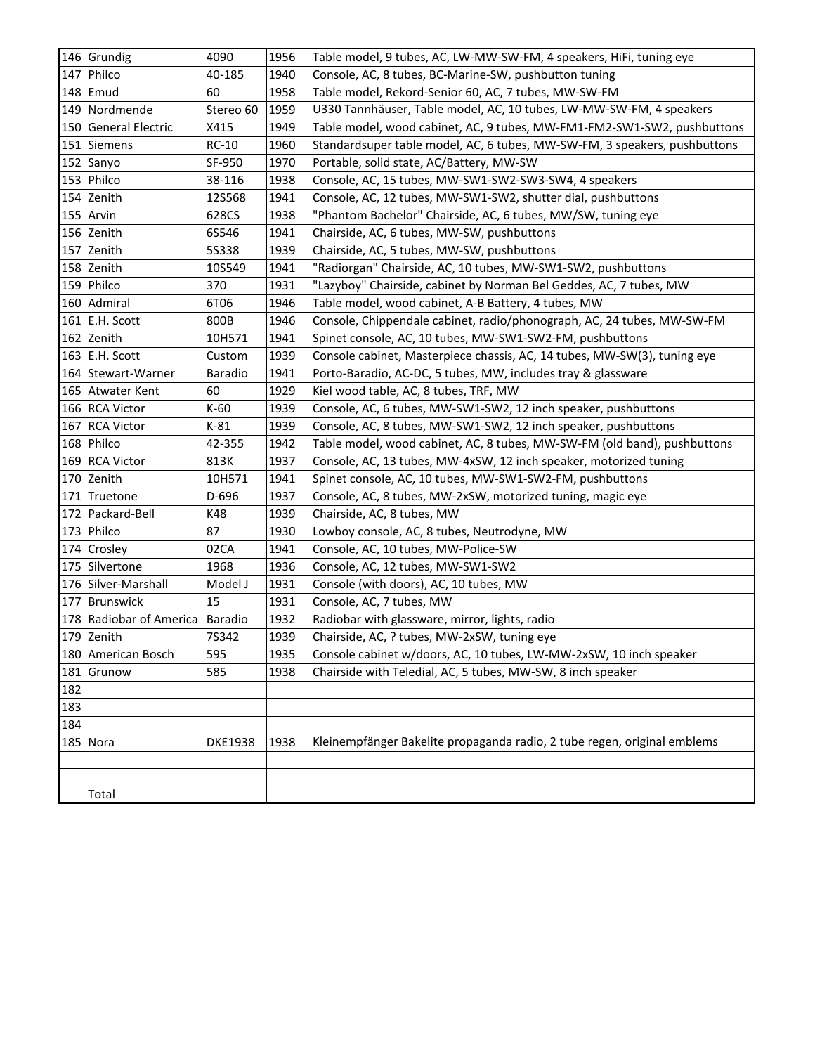| | | | | |
|---|---|---|---|---|
| 146 | Grundig | 4090 | 1956 | Table model, 9 tubes, AC, LW-MW-SW-FM, 4 speakers, HiFi, tuning eye |
| 147 | Philco | 40-185 | 1940 | Console, AC, 8 tubes, BC-Marine-SW, pushbutton tuning |
| 148 | Emud | 60 | 1958 | Table model, Rekord-Senior 60, AC, 7 tubes, MW-SW-FM |
| 149 | Nordmende | Stereo 60 | 1959 | U330 Tannhäuser, Table model, AC, 10 tubes, LW-MW-SW-FM, 4 speakers |
| 150 | General Electric | X415 | 1949 | Table model, wood cabinet, AC, 9 tubes, MW-FM1-FM2-SW1-SW2, pushbuttons |
| 151 | Siemens | RC-10 | 1960 | Standardsuper table model, AC, 6 tubes, MW-SW-FM, 3 speakers, pushbuttons |
| 152 | Sanyo | SF-950 | 1970 | Portable, solid state, AC/Battery, MW-SW |
| 153 | Philco | 38-116 | 1938 | Console, AC, 15 tubes, MW-SW1-SW2-SW3-SW4, 4 speakers |
| 154 | Zenith | 12S568 | 1941 | Console, AC, 12 tubes, MW-SW1-SW2, shutter dial, pushbuttons |
| 155 | Arvin | 628CS | 1938 | "Phantom Bachelor" Chairside, AC, 6 tubes, MW/SW, tuning eye |
| 156 | Zenith | 6S546 | 1941 | Chairside, AC, 6 tubes, MW-SW, pushbuttons |
| 157 | Zenith | 5S338 | 1939 | Chairside, AC, 5 tubes, MW-SW, pushbuttons |
| 158 | Zenith | 10S549 | 1941 | "Radiorgan" Chairside, AC, 10 tubes, MW-SW1-SW2, pushbuttons |
| 159 | Philco | 370 | 1931 | "Lazyboy" Chairside, cabinet by Norman Bel Geddes, AC, 7 tubes, MW |
| 160 | Admiral | 6T06 | 1946 | Table model, wood cabinet, A-B Battery, 4 tubes, MW |
| 161 | E.H. Scott | 800B | 1946 | Console, Chippendale cabinet, radio/phonograph, AC, 24 tubes, MW-SW-FM |
| 162 | Zenith | 10H571 | 1941 | Spinet console, AC, 10 tubes, MW-SW1-SW2-FM, pushbuttons |
| 163 | E.H. Scott | Custom | 1939 | Console cabinet, Masterpiece chassis, AC, 14 tubes, MW-SW(3), tuning eye |
| 164 | Stewart-Warner | Baradio | 1941 | Porto-Baradio, AC-DC, 5 tubes, MW, includes tray & glassware |
| 165 | Atwater Kent | 60 | 1929 | Kiel wood table, AC, 8 tubes, TRF, MW |
| 166 | RCA Victor | K-60 | 1939 | Console, AC, 6 tubes, MW-SW1-SW2, 12 inch speaker, pushbuttons |
| 167 | RCA Victor | K-81 | 1939 | Console, AC, 8 tubes, MW-SW1-SW2, 12 inch speaker, pushbuttons |
| 168 | Philco | 42-355 | 1942 | Table model, wood cabinet, AC, 8 tubes, MW-SW-FM (old band), pushbuttons |
| 169 | RCA Victor | 813K | 1937 | Console, AC, 13 tubes, MW-4xSW, 12 inch speaker, motorized tuning |
| 170 | Zenith | 10H571 | 1941 | Spinet console, AC, 10 tubes, MW-SW1-SW2-FM, pushbuttons |
| 171 | Truetone | D-696 | 1937 | Console, AC, 8 tubes, MW-2xSW, motorized tuning, magic eye |
| 172 | Packard-Bell | K48 | 1939 | Chairside, AC, 8 tubes, MW |
| 173 | Philco | 87 | 1930 | Lowboy console, AC, 8 tubes, Neutrodyne, MW |
| 174 | Crosley | 02CA | 1941 | Console, AC, 10 tubes, MW-Police-SW |
| 175 | Silvertone | 1968 | 1936 | Console, AC, 12 tubes, MW-SW1-SW2 |
| 176 | Silver-Marshall | Model J | 1931 | Console (with doors), AC, 10 tubes, MW |
| 177 | Brunswick | 15 | 1931 | Console, AC, 7 tubes, MW |
| 178 | Radiobar of America | Baradio | 1932 | Radiobar with glassware, mirror, lights, radio |
| 179 | Zenith | 7S342 | 1939 | Chairside, AC, ? tubes, MW-2xSW, tuning eye |
| 180 | American Bosch | 595 | 1935 | Console cabinet w/doors, AC, 10 tubes, LW-MW-2xSW, 10 inch speaker |
| 181 | Grunow | 585 | 1938 | Chairside with Teledial, AC, 5 tubes, MW-SW, 8 inch speaker |
| 182 | | | | |
| 183 | | | | |
| 184 | | | | |
| 185 | Nora | DKE1938 | 1938 | Kleinempfänger Bakelite propaganda radio, 2 tube regen, original emblems |
| | | | | |
| | | | | |
| | Total | | | |